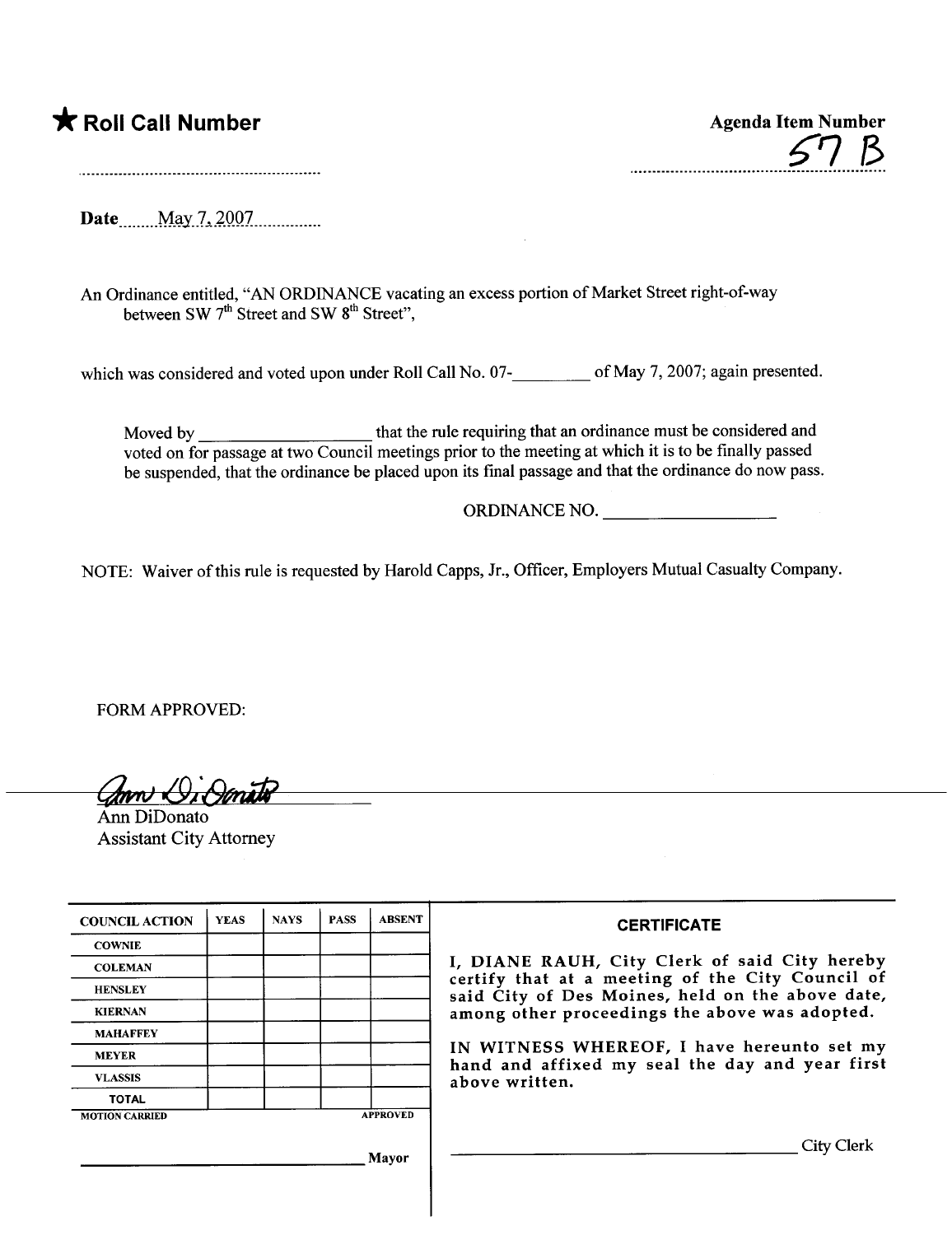★ **Roll Call Number**

**Agenda Item Number**

57 B

**Date** May 7, 2007

An Ordinance entitled, "AN ORDINANCE vacating an excess portion of Market Street right-of-way between SW 7th Street and SW 8th Street",

which was considered and voted upon under Roll Call No. 07-_________ of May 7, 2007; again presented.

Moved by ___________________ that the rule requiring that an ordinance must be considered and voted on for passage at two Council meetings prior to the meeting at which it is to be finally passed be suspended, that the ordinance be placed upon its final passage and that the ordinance do now pass.

ORDINANCE NO. ___________________

NOTE: Waiver of this rule is requested by Harold Capps, Jr., Officer, Employers Mutual Casualty Company.

FORM APPROVED:

Ann DiDonato
Assistant City Attorney

| COUNCIL ACTION | YEAS | NAYS | PASS | ABSENT |
|---|---|---|---|---|
| COWNIE | | | | |
| COLEMAN | | | | |
| HENSLEY | | | | |
| KIERNAN | | | | |
| MAHAFFEY | | | | |
| MEYER | | | | |
| VLASSIS | | | | |
| TOTAL | | | | |

MOTION CARRIED APPROVED

_______________________________ Mayor

**CERTIFICATE**

I, DIANE RAUH, City Clerk of said City hereby certify that at a meeting of the City Council of said City of Des Moines, held on the above date, among other proceedings the above was adopted.

IN WITNESS WHEREOF, I have hereunto set my hand and affixed my seal the day and year first above written.

_______________________________ City Clerk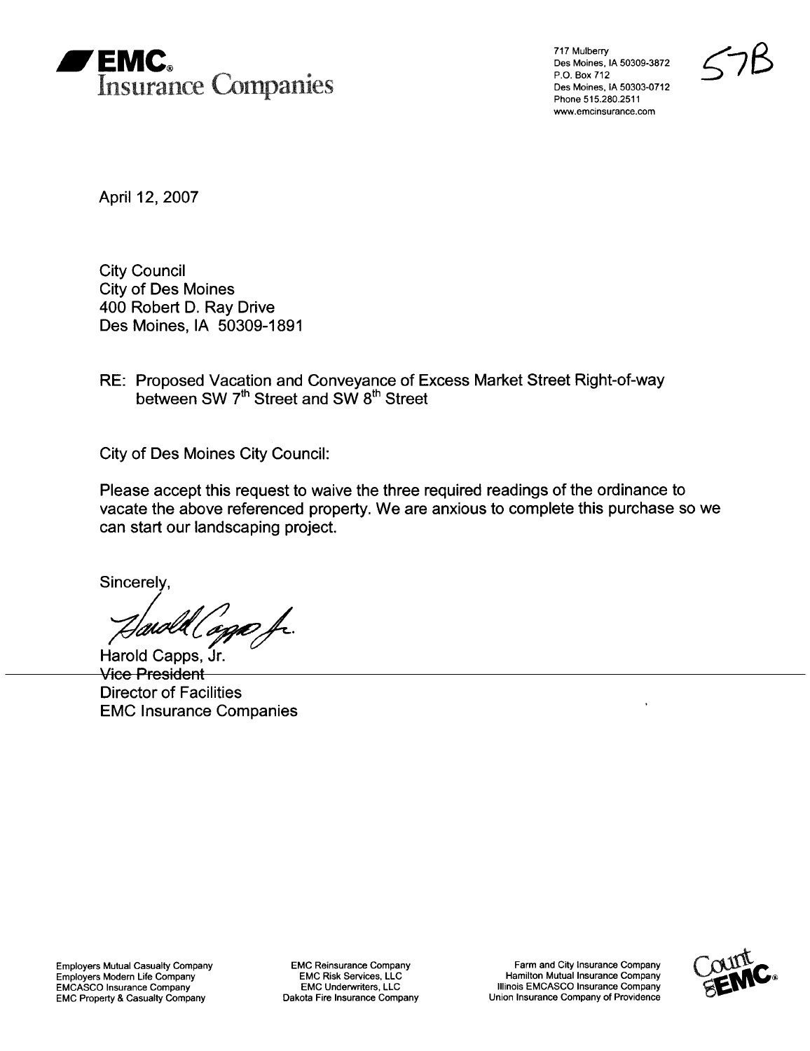**EMC® Insurance Companies**

717 Mulberry
Des Moines, IA 50309-3872
P.O. Box 712
Des Moines, IA 50303-0712
Phone 515.280.2511
www.emcinsurance.com

57B

April 12, 2007

City Council
City of Des Moines
400 Robert D. Ray Drive
Des Moines, IA 50309-1891

RE: Proposed Vacation and Conveyance of Excess Market Street Right-of-way between SW 7th Street and SW 8th Street

City of Des Moines City Council:

Please accept this request to waive the three required readings of the ordinance to vacate the above referenced property. We are anxious to complete this purchase so we can start our landscaping project.

Sincerely,

Harold Capps, Jr.
~~Vice President~~
Director of Facilities
EMC Insurance Companies

Employers Mutual Casualty Company
Employers Modern Life Company
EMCASCO Insurance Company
EMC Property & Casualty Company

EMC Reinsurance Company
EMC Risk Services, LLC
EMC Underwriters, LLC
Dakota Fire Insurance Company

Farm and City Insurance Company
Hamilton Mutual Insurance Company
Illinois EMCASCO Insurance Company
Union Insurance Company of Providence

Count on EMC®